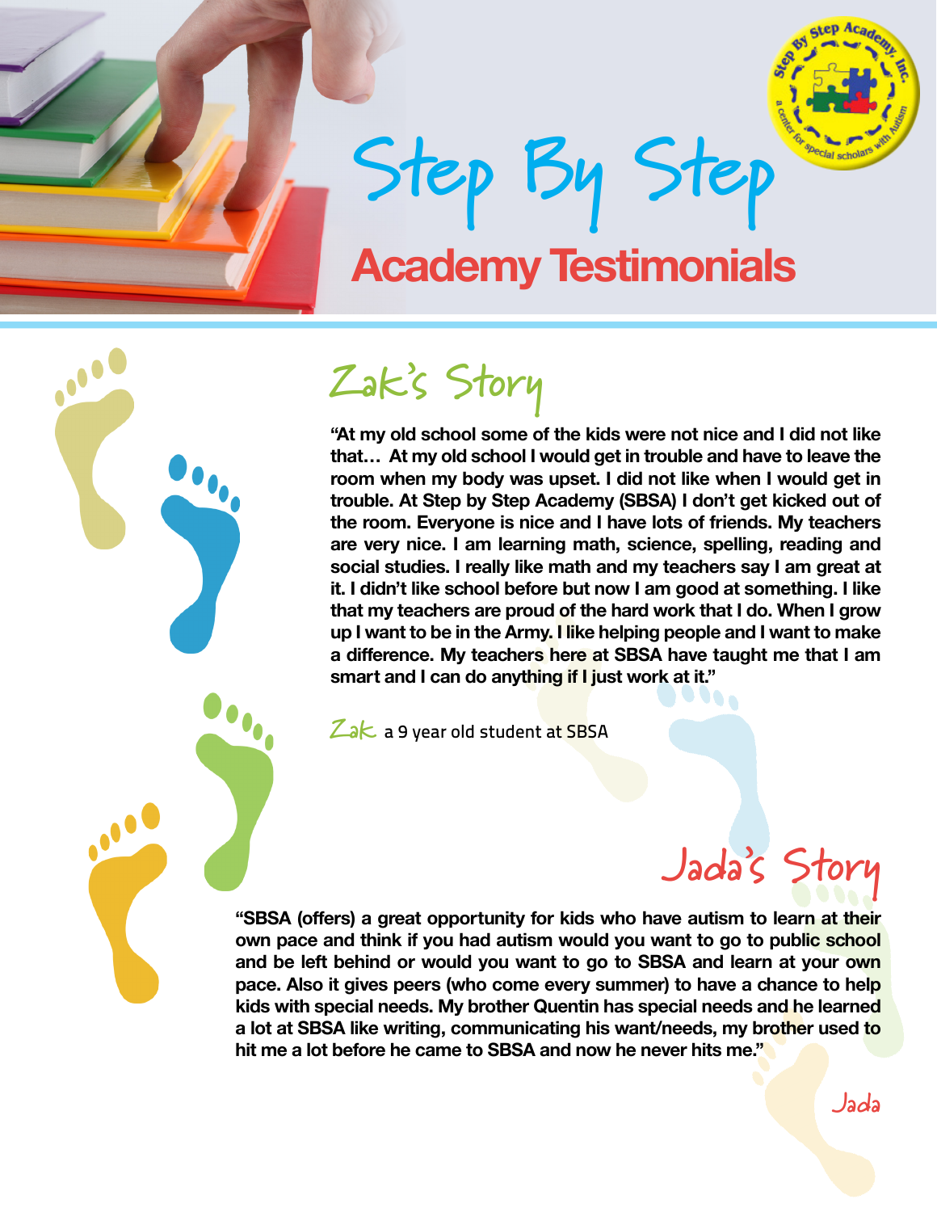# Step By Step

## Academy Testimonials

## Zak's Story

**"At my old school some of the kids were not nice and I did not like that… At my old school I would get in trouble and have to leave the room when my body was upset. I did not like when I would get in trouble. At Step by Step Academy (SBSA) I don't get kicked out of the room. Everyone is nice and I have lots of friends. My teachers are very nice. I am learning math, science, spelling, reading and social studies. I really like math and my teachers say I am great at it. I didn't like school before but now I am good at something. I like that my teachers are proud of the hard work that I do. When I grow up I want to be in the Army. I like helping people and I want to make a difference. My teachers here at SBSA have taught me that I am smart and I can do anything if I just work at it."**

Zak a 9 year old student at SBSA

## Jada's Story

**"SBSA (offers) a great opportunity for kids who have autism to learn at their own pace and think if you had autism would you want to go to public school and be left behind or would you want to go to SBSA and learn at your own pace. Also it gives peers (who come every summer) to have a chance to help kids with special needs. My brother Quentin has special needs and he learned a lot at SBSA like writing, communicating his want/needs, my brother used to hit me a lot before he came to SBSA and now he never hits me."**

Jada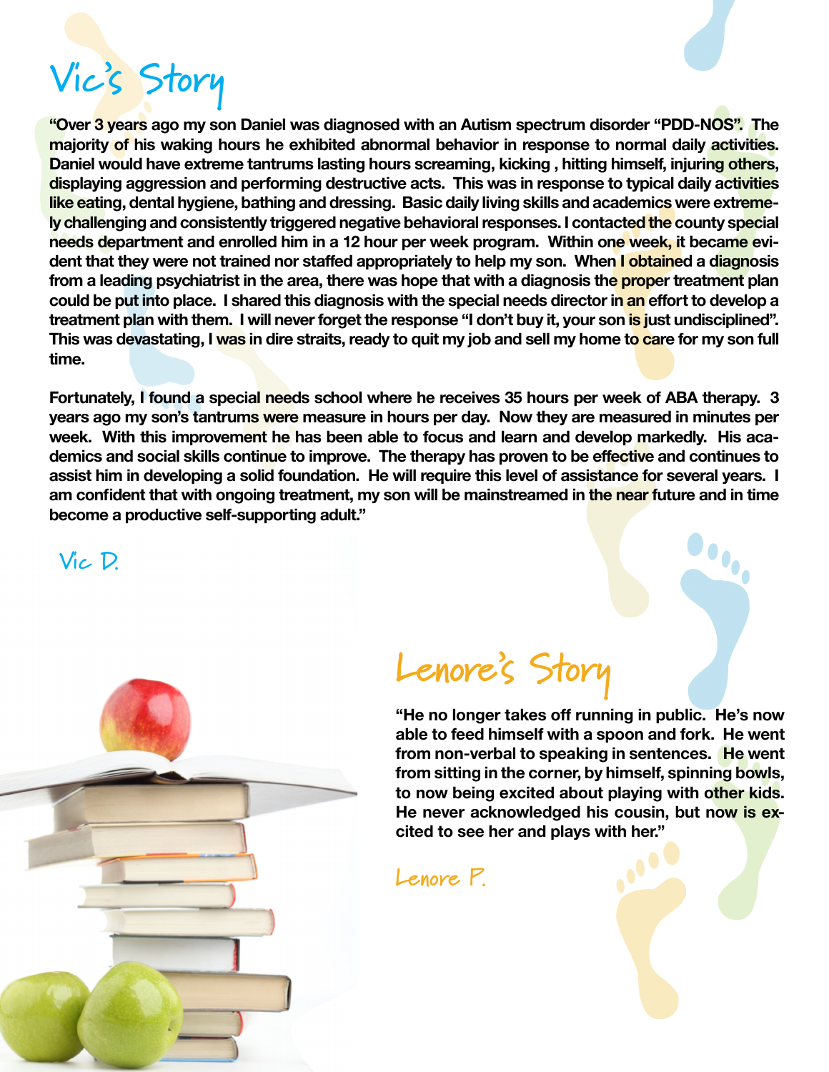# Vic's Story

**"Over 3 years ago my son Daniel was diagnosed with an Autism spectrum disorder "PDD-NOS". The majority of his waking hours he exhibited abnormal behavior in response to normal daily activities. Daniel would have extreme tantrums lasting hours screaming, kicking , hitting himself, injuring others, displaying aggression and performing destructive acts. This was in response to typical daily activities like eating, dental hygiene, bathing and dressing. Basic daily living skills and academics were extremely challenging and consistently triggered negative behavioral responses. I contacted the county special needs department and enrolled him in a 12 hour per week program. Within one week, it became evident that they were not trained nor staffed appropriately to help my son. When I obtained a diagnosis from a leading psychiatrist in the area, there was hope that with a diagnosis the proper treatment plan could be put into place. I shared this diagnosis with the special needs director in an effort to develop a treatment plan with them. I will never forget the response "I don't buy it, your son is just undisciplined". This was devastating, I was in dire straits, ready to quit my job and sell my home to care for my son full time.**

**Fortunately, I found a special needs school where he receives 35 hours per week of ABA therapy. 3 years ago my son's tantrums were measure in hours per day. Now they are measured in minutes per week. With this improvement he has been able to focus and learn and develop markedly. His academics and social skills continue to improve. The therapy has proven to be effective and continues to assist him in developing a solid foundation. He will require this level of assistance for several years. I am confident that with ongoing treatment, my son will be mainstreamed in the near future and in time become a productive self-supporting adult."**

Vic D.

# Lenore's Story

**"He no longer takes off running in public. He's now able to feed himself with a spoon and fork. He went from non-verbal to speaking in sentences. He went from sitting in the corner, by himself, spinning bowls, to now being excited about playing with other kids. He never acknowledged his cousin, but now is excited to see her and plays with her."**

Lenore P.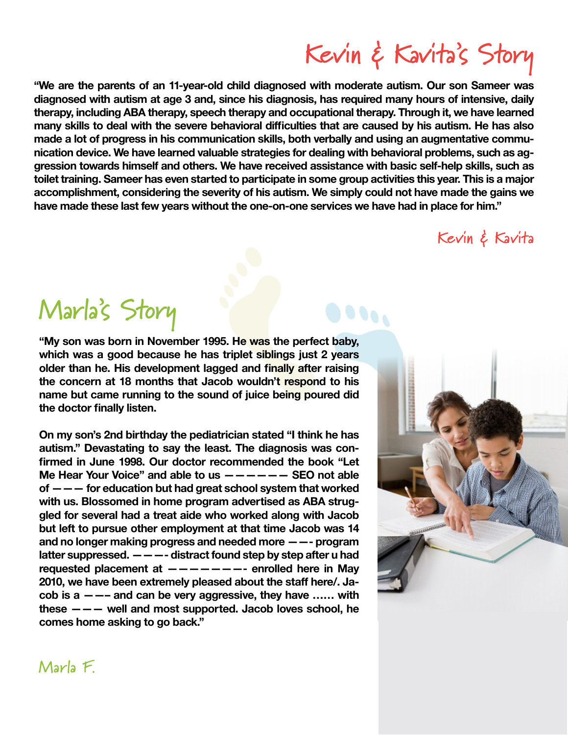# Kevin & Kavita's Story

**"We are the parents of an 11-year-old child diagnosed with moderate autism. Our son Sameer was diagnosed with autism at age 3 and, since his diagnosis, has required many hours of intensive, daily therapy, including ABA therapy, speech therapy and occupational therapy. Through it, we have learned many skills to deal with the severe behavioral difficulties that are caused by his autism. He has also made a lot of progress in his communication skills, both verbally and using an augmentative communication device. We have learned valuable strategies for dealing with behavioral problems, such as aggression towards himself and others. We have received assistance with basic self-help skills, such as toilet training. Sameer has even started to participate in some group activities this year. This is a major accomplishment, considering the severity of his autism. We simply could not have made the gains we have made these last few years without the one-on-one services we have had in place for him."**

Kevin & Kavita

# Marla's Story

**"My son was born in November 1995. He was the perfect baby, which was a good because he has triplet siblings just 2 years older than he. His development lagged and finally after raising the concern at 18 months that Jacob wouldn't respond to his name but came running to the sound of juice being poured did the doctor finally listen.**

**On my son's 2nd birthday the pediatrician stated "I think he has autism." Devastating to say the least. The diagnosis was confirmed in June 1998. Our doctor recommended the book "Let Me Hear Your Voice" and able to us —————— SEO not able of ——— for education but had great school system that worked with us. Blossomed in home program advertised as ABA struggled for several had a treat aide who worked along with Jacob but left to pursue other employment at that time Jacob was 14 and no longer making progress and needed more ——- program latter suppressed. ———- distract found step by step after u had requested placement at ———————- enrolled here in May 2010, we have been extremely pleased about the staff here/. Jacob is a ——- and can be very aggressive, they have …… with these ——— well and most supported. Jacob loves school, he comes home asking to go back."**

Marla F.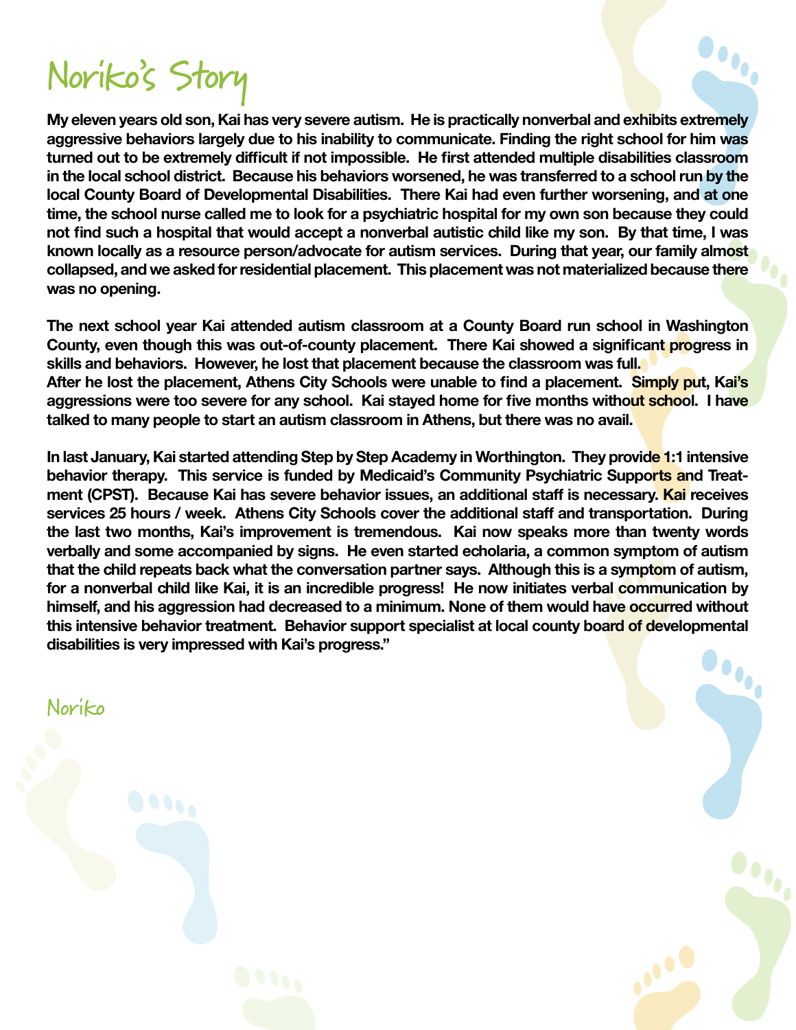# Noriko's Story

**My eleven years old son, Kai has very severe autism. He is practically nonverbal and exhibits extremely aggressive behaviors largely due to his inability to communicate. Finding the right school for him was turned out to be extremely difficult if not impossible. He first attended multiple disabilities classroom in the local school district. Because his behaviors worsened, he was transferred to a school run by the local County Board of Developmental Disabilities. There Kai had even further worsening, and at one time, the school nurse called me to look for a psychiatric hospital for my own son because they could not find such a hospital that would accept a nonverbal autistic child like my son. By that time, I was known locally as a resource person/advocate for autism services. During that year, our family almost collapsed, and we asked for residential placement. This placement was not materialized because there was no opening.**

**The next school year Kai attended autism classroom at a County Board run school in Washington County, even though this was out-of-county placement. There Kai showed a significant progress in skills and behaviors. However, he lost that placement because the classroom was full.**
**After he lost the placement, Athens City Schools were unable to find a placement. Simply put, Kai's aggressions were too severe for any school. Kai stayed home for five months without school. I have talked to many people to start an autism classroom in Athens, but there was no avail.**

**In last January, Kai started attending Step by Step Academy in Worthington. They provide 1:1 intensive behavior therapy. This service is funded by Medicaid's Community Psychiatric Supports and Treatment (CPST). Because Kai has severe behavior issues, an additional staff is necessary. Kai receives services 25 hours / week. Athens City Schools cover the additional staff and transportation. During the last two months, Kai's improvement is tremendous. Kai now speaks more than twenty words verbally and some accompanied by signs. He even started echolaria, a common symptom of autism that the child repeats back what the conversation partner says. Although this is a symptom of autism, for a nonverbal child like Kai, it is an incredible progress! He now initiates verbal communication by himself, and his aggression had decreased to a minimum. None of them would have occurred without this intensive behavior treatment. Behavior support specialist at local county board of developmental disabilities is very impressed with Kai's progress."**

Noriko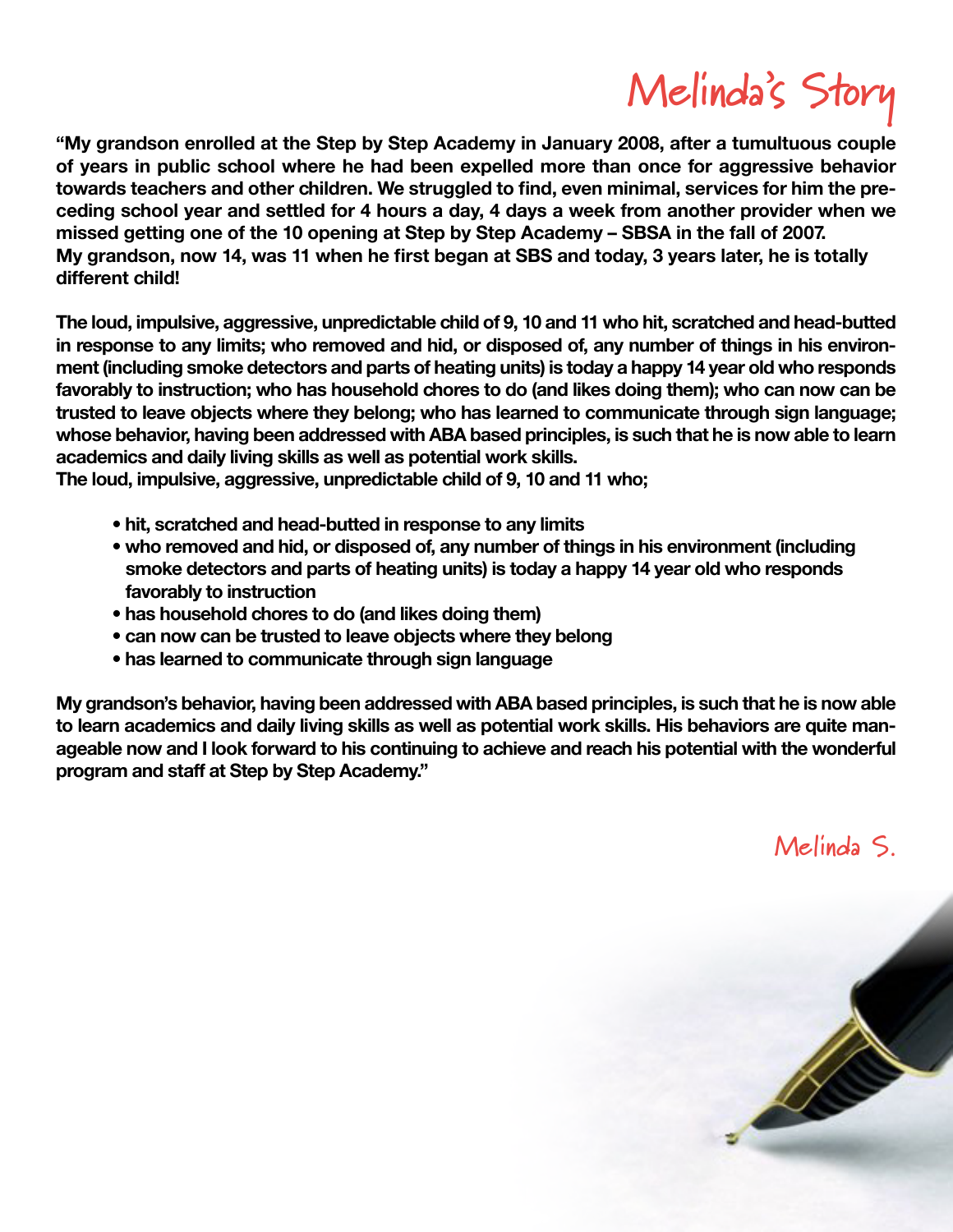# Melinda's Story

**"My grandson enrolled at the Step by Step Academy in January 2008, after a tumultuous couple of years in public school where he had been expelled more than once for aggressive behavior towards teachers and other children. We struggled to find, even minimal, services for him the preceding school year and settled for 4 hours a day, 4 days a week from another provider when we missed getting one of the 10 opening at Step by Step Academy – SBSA in the fall of 2007. My grandson, now 14, was 11 when he first began at SBS and today, 3 years later, he is totally different child!**

**The loud, impulsive, aggressive, unpredictable child of 9, 10 and 11 who hit, scratched and head-butted in response to any limits; who removed and hid, or disposed of, any number of things in his environment (including smoke detectors and parts of heating units) is today a happy 14 year old who responds favorably to instruction; who has household chores to do (and likes doing them); who can now can be trusted to leave objects where they belong; who has learned to communicate through sign language; whose behavior, having been addressed with ABA based principles, is such that he is now able to learn academics and daily living skills as well as potential work skills.**
**The loud, impulsive, aggressive, unpredictable child of 9, 10 and 11 who;**

- **hit, scratched and head-butted in response to any limits**
- **who removed and hid, or disposed of, any number of things in his environment (including smoke detectors and parts of heating units) is today a happy 14 year old who responds favorably to instruction**
- **has household chores to do (and likes doing them)**
- **can now can be trusted to leave objects where they belong**
- **has learned to communicate through sign language**

**My grandson's behavior, having been addressed with ABA based principles, is such that he is now able to learn academics and daily living skills as well as potential work skills. His behaviors are quite manageable now and I look forward to his continuing to achieve and reach his potential with the wonderful program and staff at Step by Step Academy."**

Melinda S.